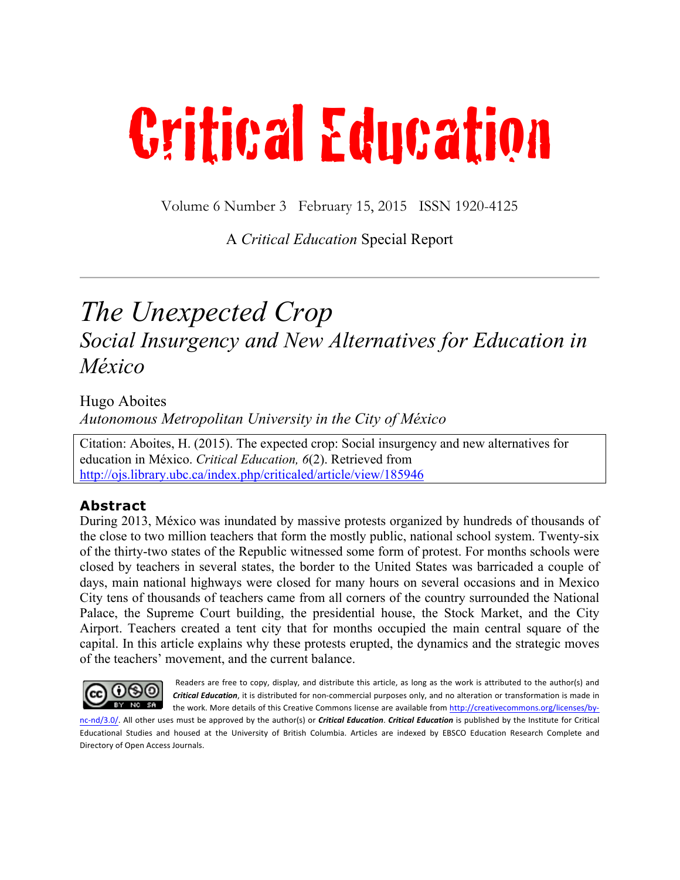# Critical Education

Volume 6 Number 3 February 15, 2015 ISSN 1920-4125

A *Critical Education* Special Report

---

# *The Unexpected Crop*

## *Social Insurgency and New Alternatives for Education in México*

Hugo Aboites
*Autonomous Metropolitan University in the City of México*

Citation: Aboites, H. (2015). The expected crop: Social insurgency and new alternatives for education in México. *Critical Education, 6*(2). Retrieved from http://ojs.library.ubc.ca/index.php/criticaled/article/view/185946

### Abstract

During 2013, México was inundated by massive protests organized by hundreds of thousands of the close to two million teachers that form the mostly public, national school system. Twenty-six of the thirty-two states of the Republic witnessed some form of protest. For months schools were closed by teachers in several states, the border to the United States was barricaded a couple of days, main national highways were closed for many hours on several occasions and in Mexico City tens of thousands of teachers came from all corners of the country surrounded the National Palace, the Supreme Court building, the presidential house, the Stock Market, and the City Airport. Teachers created a tent city that for months occupied the main central square of the capital. In this article explains why these protests erupted, the dynamics and the strategic moves of the teachers' movement, and the current balance.

Readers are free to copy, display, and distribute this article, as long as the work is attributed to the author(s) and ***Critical Education***, it is distributed for non-commercial purposes only, and no alteration or transformation is made in the work. More details of this Creative Commons license are available from http://creativecommons.org/licenses/by-nc-nd/3.0/. All other uses must be approved by the author(s) or ***Critical Education***. ***Critical Education*** is published by the Institute for Critical Educational Studies and housed at the University of British Columbia. Articles are indexed by EBSCO Education Research Complete and Directory of Open Access Journals.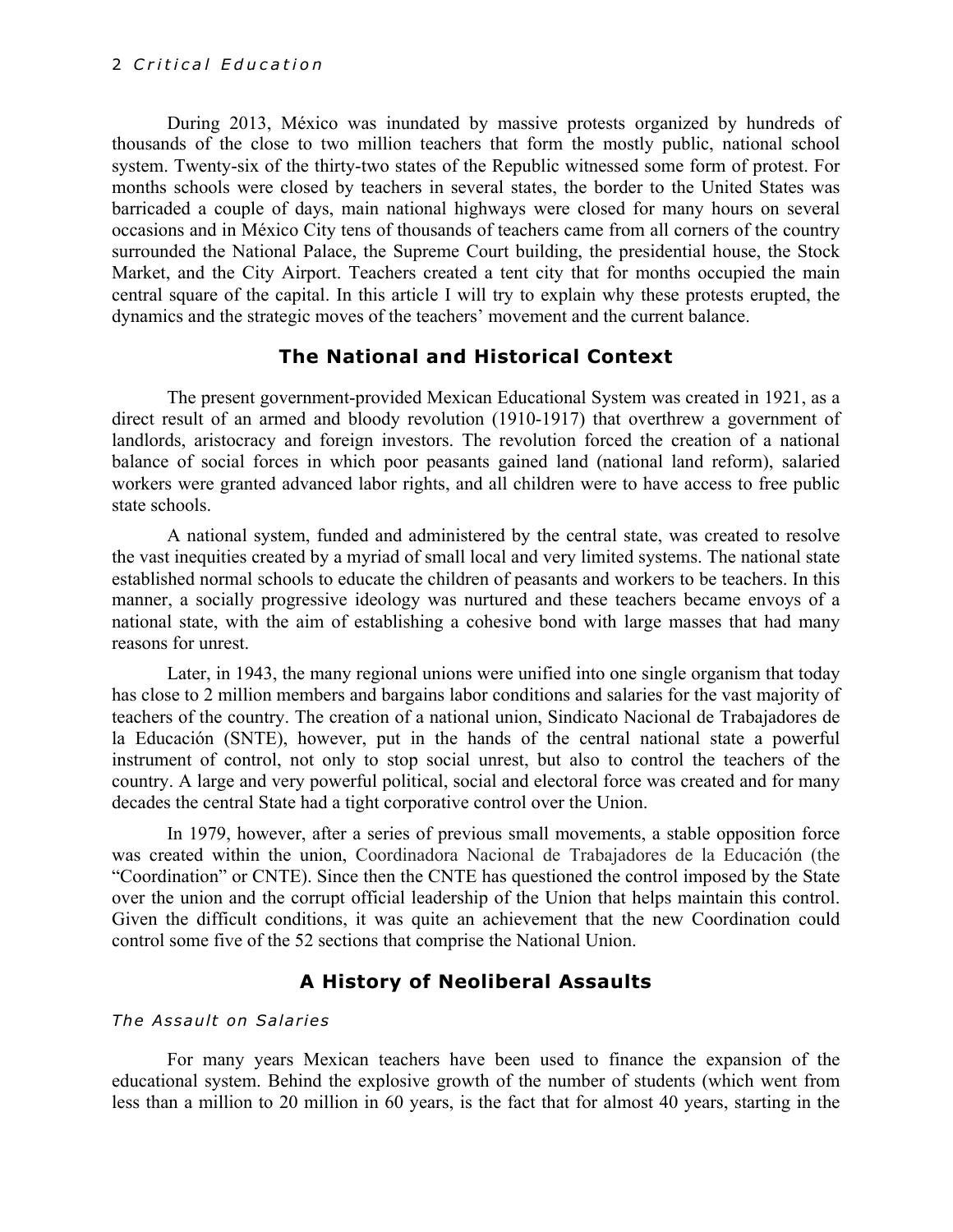During 2013, México was inundated by massive protests organized by hundreds of thousands of the close to two million teachers that form the mostly public, national school system. Twenty-six of the thirty-two states of the Republic witnessed some form of protest. For months schools were closed by teachers in several states, the border to the United States was barricaded a couple of days, main national highways were closed for many hours on several occasions and in México City tens of thousands of teachers came from all corners of the country surrounded the National Palace, the Supreme Court building, the presidential house, the Stock Market, and the City Airport. Teachers created a tent city that for months occupied the main central square of the capital. In this article I will try to explain why these protests erupted, the dynamics and the strategic moves of the teachers' movement and the current balance.

## The National and Historical Context

The present government-provided Mexican Educational System was created in 1921, as a direct result of an armed and bloody revolution (1910-1917) that overthrew a government of landlords, aristocracy and foreign investors. The revolution forced the creation of a national balance of social forces in which poor peasants gained land (national land reform), salaried workers were granted advanced labor rights, and all children were to have access to free public state schools.

A national system, funded and administered by the central state, was created to resolve the vast inequities created by a myriad of small local and very limited systems. The national state established normal schools to educate the children of peasants and workers to be teachers. In this manner, a socially progressive ideology was nurtured and these teachers became envoys of a national state, with the aim of establishing a cohesive bond with large masses that had many reasons for unrest.

Later, in 1943, the many regional unions were unified into one single organism that today has close to 2 million members and bargains labor conditions and salaries for the vast majority of teachers of the country. The creation of a national union, Sindicato Nacional de Trabajadores de la Educación (SNTE), however, put in the hands of the central national state a powerful instrument of control, not only to stop social unrest, but also to control the teachers of the country. A large and very powerful political, social and electoral force was created and for many decades the central State had a tight corporative control over the Union.

In 1979, however, after a series of previous small movements, a stable opposition force was created within the union, Coordinadora Nacional de Trabajadores de la Educación (the "Coordination" or CNTE). Since then the CNTE has questioned the control imposed by the State over the union and the corrupt official leadership of the Union that helps maintain this control. Given the difficult conditions, it was quite an achievement that the new Coordination could control some five of the 52 sections that comprise the National Union.

## A History of Neoliberal Assaults

### *The Assault on Salaries*

For many years Mexican teachers have been used to finance the expansion of the educational system. Behind the explosive growth of the number of students (which went from less than a million to 20 million in 60 years, is the fact that for almost 40 years, starting in the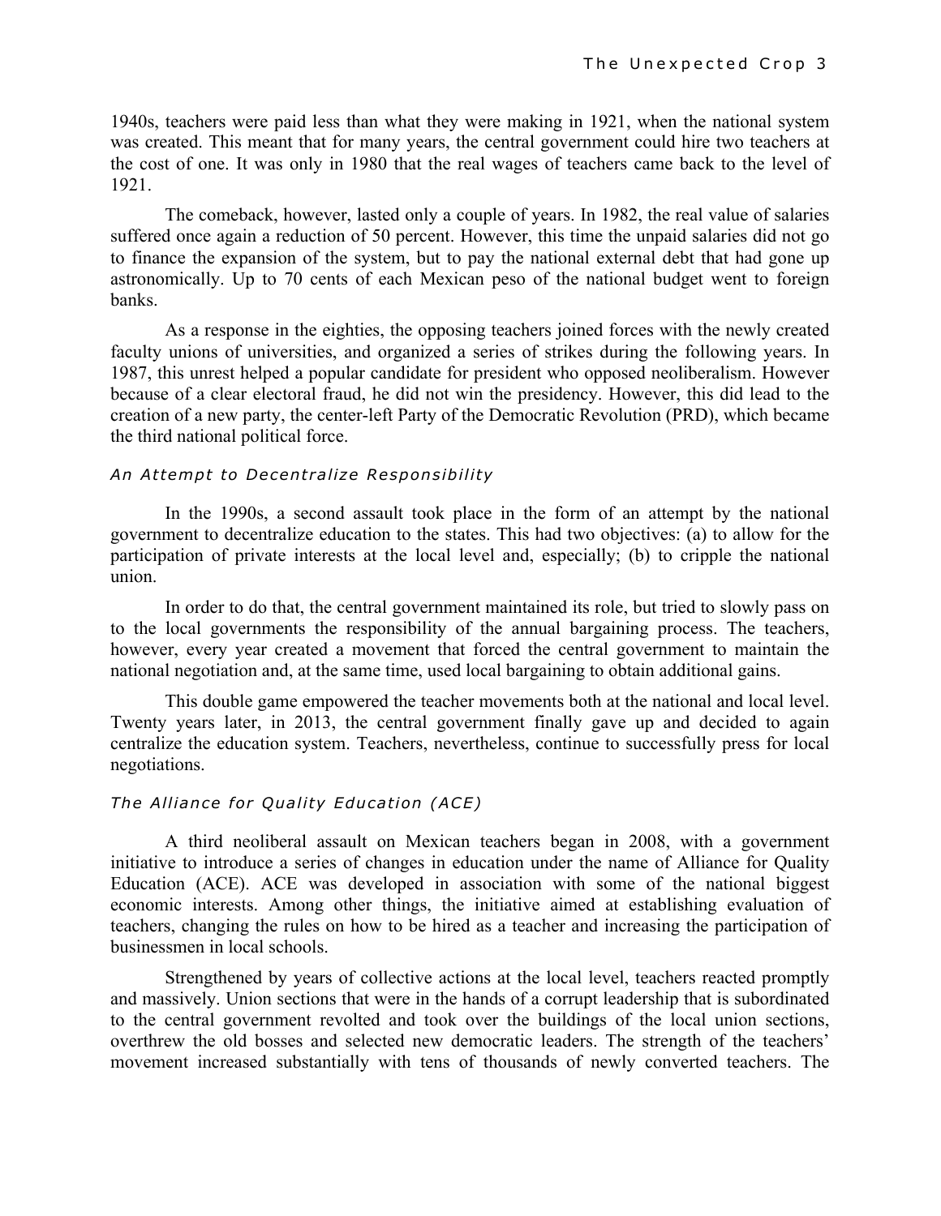1940s, teachers were paid less than what they were making in 1921, when the national system was created. This meant that for many years, the central government could hire two teachers at the cost of one. It was only in 1980 that the real wages of teachers came back to the level of 1921.

The comeback, however, lasted only a couple of years. In 1982, the real value of salaries suffered once again a reduction of 50 percent. However, this time the unpaid salaries did not go to finance the expansion of the system, but to pay the national external debt that had gone up astronomically. Up to 70 cents of each Mexican peso of the national budget went to foreign banks.

As a response in the eighties, the opposing teachers joined forces with the newly created faculty unions of universities, and organized a series of strikes during the following years. In 1987, this unrest helped a popular candidate for president who opposed neoliberalism. However because of a clear electoral fraud, he did not win the presidency. However, this did lead to the creation of a new party, the center-left Party of the Democratic Revolution (PRD), which became the third national political force.

### *An Attempt to Decentralize Responsibility*

In the 1990s, a second assault took place in the form of an attempt by the national government to decentralize education to the states. This had two objectives: (a) to allow for the participation of private interests at the local level and, especially; (b) to cripple the national union.

In order to do that, the central government maintained its role, but tried to slowly pass on to the local governments the responsibility of the annual bargaining process. The teachers, however, every year created a movement that forced the central government to maintain the national negotiation and, at the same time, used local bargaining to obtain additional gains.

This double game empowered the teacher movements both at the national and local level. Twenty years later, in 2013, the central government finally gave up and decided to again centralize the education system. Teachers, nevertheless, continue to successfully press for local negotiations.

### *The Alliance for Quality Education (ACE)*

A third neoliberal assault on Mexican teachers began in 2008, with a government initiative to introduce a series of changes in education under the name of Alliance for Quality Education (ACE). ACE was developed in association with some of the national biggest economic interests. Among other things, the initiative aimed at establishing evaluation of teachers, changing the rules on how to be hired as a teacher and increasing the participation of businessmen in local schools.

Strengthened by years of collective actions at the local level, teachers reacted promptly and massively. Union sections that were in the hands of a corrupt leadership that is subordinated to the central government revolted and took over the buildings of the local union sections, overthrew the old bosses and selected new democratic leaders. The strength of the teachers' movement increased substantially with tens of thousands of newly converted teachers. The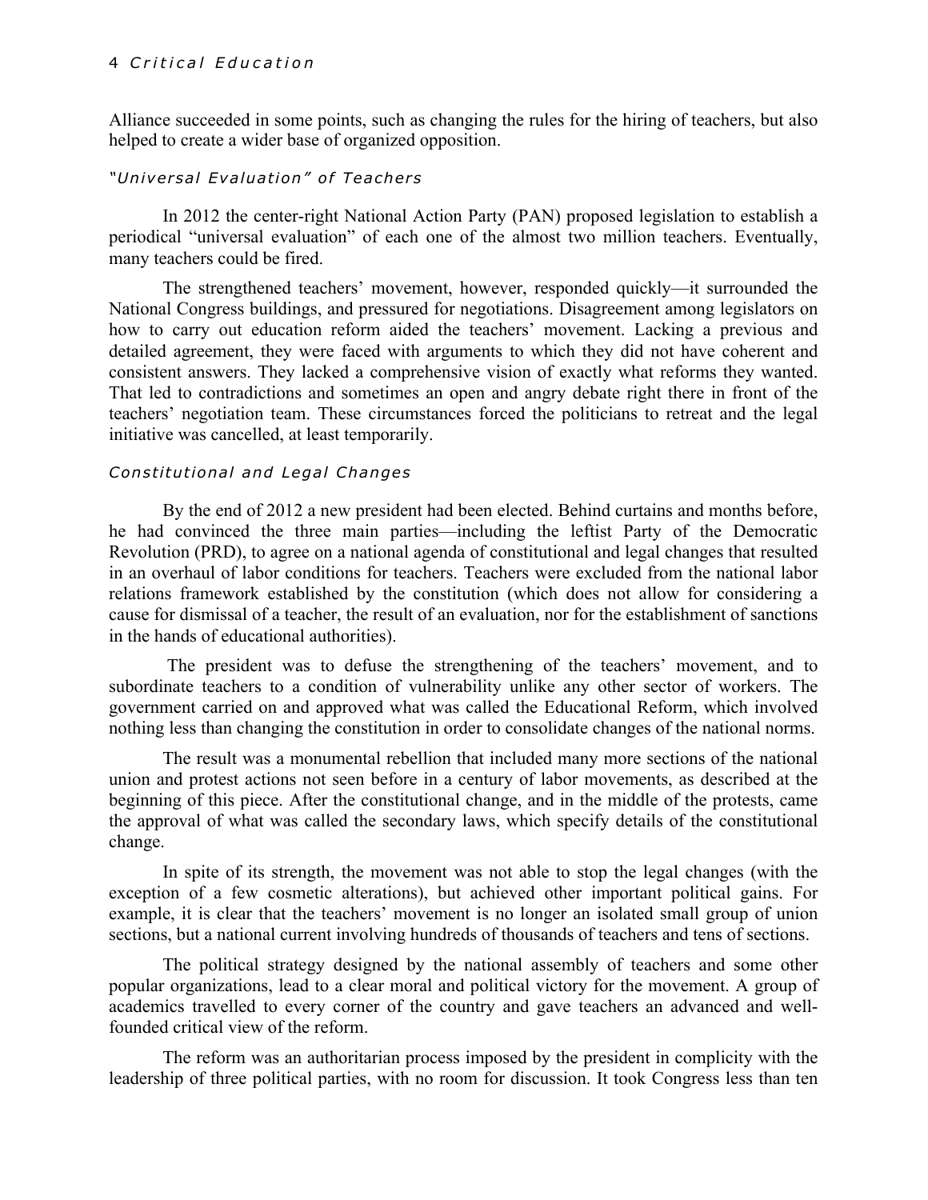Alliance succeeded in some points, such as changing the rules for the hiring of teachers, but also helped to create a wider base of organized opposition.

### *"Universal Evaluation" of Teachers*

In 2012 the center-right National Action Party (PAN) proposed legislation to establish a periodical "universal evaluation" of each one of the almost two million teachers. Eventually, many teachers could be fired.

The strengthened teachers' movement, however, responded quickly—it surrounded the National Congress buildings, and pressured for negotiations. Disagreement among legislators on how to carry out education reform aided the teachers' movement. Lacking a previous and detailed agreement, they were faced with arguments to which they did not have coherent and consistent answers. They lacked a comprehensive vision of exactly what reforms they wanted. That led to contradictions and sometimes an open and angry debate right there in front of the teachers' negotiation team. These circumstances forced the politicians to retreat and the legal initiative was cancelled, at least temporarily.

### *Constitutional and Legal Changes*

By the end of 2012 a new president had been elected. Behind curtains and months before, he had convinced the three main parties—including the leftist Party of the Democratic Revolution (PRD), to agree on a national agenda of constitutional and legal changes that resulted in an overhaul of labor conditions for teachers. Teachers were excluded from the national labor relations framework established by the constitution (which does not allow for considering a cause for dismissal of a teacher, the result of an evaluation, nor for the establishment of sanctions in the hands of educational authorities).

The president was to defuse the strengthening of the teachers' movement, and to subordinate teachers to a condition of vulnerability unlike any other sector of workers. The government carried on and approved what was called the Educational Reform, which involved nothing less than changing the constitution in order to consolidate changes of the national norms.

The result was a monumental rebellion that included many more sections of the national union and protest actions not seen before in a century of labor movements, as described at the beginning of this piece. After the constitutional change, and in the middle of the protests, came the approval of what was called the secondary laws, which specify details of the constitutional change.

In spite of its strength, the movement was not able to stop the legal changes (with the exception of a few cosmetic alterations), but achieved other important political gains. For example, it is clear that the teachers' movement is no longer an isolated small group of union sections, but a national current involving hundreds of thousands of teachers and tens of sections.

The political strategy designed by the national assembly of teachers and some other popular organizations, lead to a clear moral and political victory for the movement. A group of academics travelled to every corner of the country and gave teachers an advanced and well-founded critical view of the reform.

The reform was an authoritarian process imposed by the president in complicity with the leadership of three political parties, with no room for discussion. It took Congress less than ten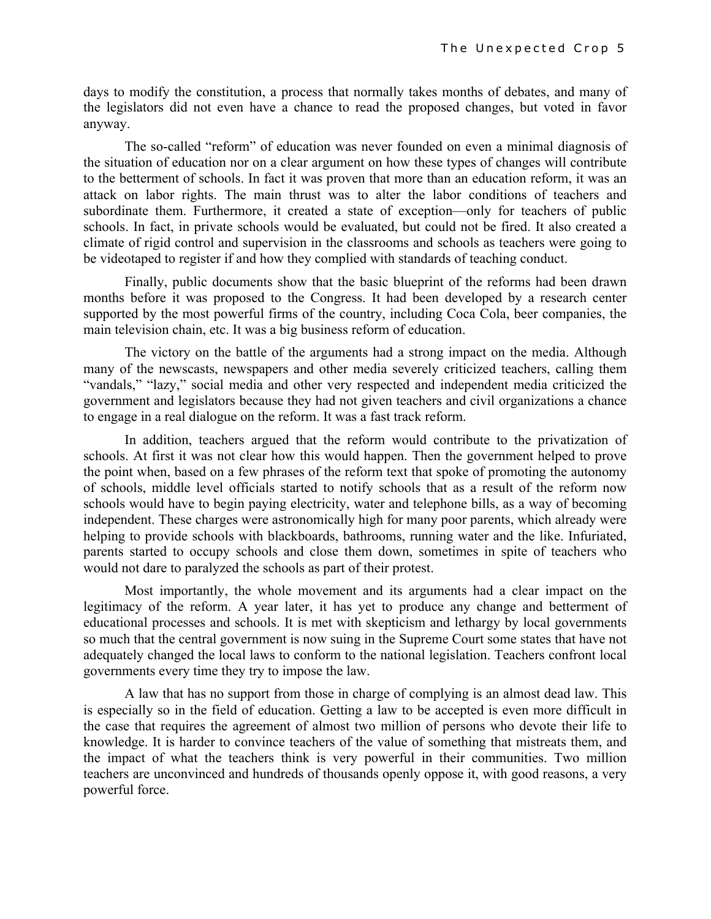days to modify the constitution, a process that normally takes months of debates, and many of the legislators did not even have a chance to read the proposed changes, but voted in favor anyway.

The so-called "reform" of education was never founded on even a minimal diagnosis of the situation of education nor on a clear argument on how these types of changes will contribute to the betterment of schools. In fact it was proven that more than an education reform, it was an attack on labor rights. The main thrust was to alter the labor conditions of teachers and subordinate them. Furthermore, it created a state of exception—only for teachers of public schools. In fact, in private schools would be evaluated, but could not be fired. It also created a climate of rigid control and supervision in the classrooms and schools as teachers were going to be videotaped to register if and how they complied with standards of teaching conduct.

Finally, public documents show that the basic blueprint of the reforms had been drawn months before it was proposed to the Congress. It had been developed by a research center supported by the most powerful firms of the country, including Coca Cola, beer companies, the main television chain, etc. It was a big business reform of education.

The victory on the battle of the arguments had a strong impact on the media. Although many of the newscasts, newspapers and other media severely criticized teachers, calling them "vandals," "lazy," social media and other very respected and independent media criticized the government and legislators because they had not given teachers and civil organizations a chance to engage in a real dialogue on the reform. It was a fast track reform.

In addition, teachers argued that the reform would contribute to the privatization of schools. At first it was not clear how this would happen. Then the government helped to prove the point when, based on a few phrases of the reform text that spoke of promoting the autonomy of schools, middle level officials started to notify schools that as a result of the reform now schools would have to begin paying electricity, water and telephone bills, as a way of becoming independent. These charges were astronomically high for many poor parents, which already were helping to provide schools with blackboards, bathrooms, running water and the like. Infuriated, parents started to occupy schools and close them down, sometimes in spite of teachers who would not dare to paralyzed the schools as part of their protest.

Most importantly, the whole movement and its arguments had a clear impact on the legitimacy of the reform. A year later, it has yet to produce any change and betterment of educational processes and schools. It is met with skepticism and lethargy by local governments so much that the central government is now suing in the Supreme Court some states that have not adequately changed the local laws to conform to the national legislation. Teachers confront local governments every time they try to impose the law.

A law that has no support from those in charge of complying is an almost dead law. This is especially so in the field of education. Getting a law to be accepted is even more difficult in the case that requires the agreement of almost two million of persons who devote their life to knowledge. It is harder to convince teachers of the value of something that mistreats them, and the impact of what the teachers think is very powerful in their communities. Two million teachers are unconvinced and hundreds of thousands openly oppose it, with good reasons, a very powerful force.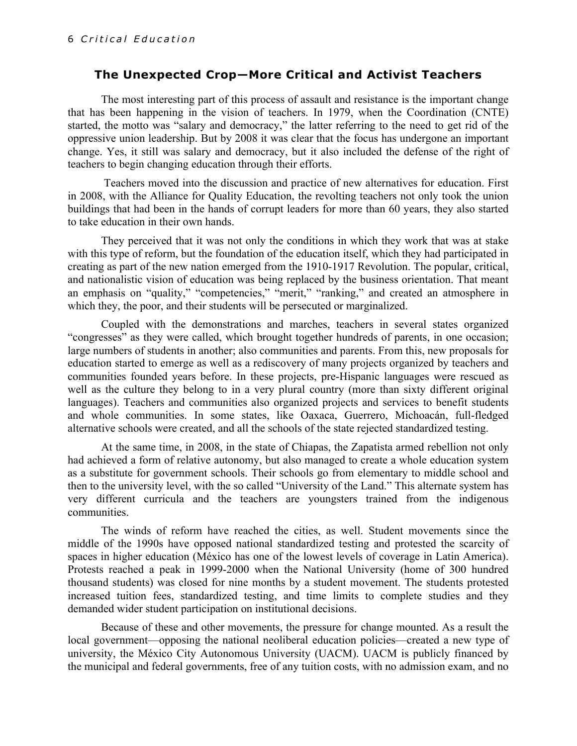## The Unexpected Crop—More Critical and Activist Teachers

The most interesting part of this process of assault and resistance is the important change that has been happening in the vision of teachers. In 1979, when the Coordination (CNTE) started, the motto was "salary and democracy," the latter referring to the need to get rid of the oppressive union leadership. But by 2008 it was clear that the focus has undergone an important change. Yes, it still was salary and democracy, but it also included the defense of the right of teachers to begin changing education through their efforts.

Teachers moved into the discussion and practice of new alternatives for education. First in 2008, with the Alliance for Quality Education, the revolting teachers not only took the union buildings that had been in the hands of corrupt leaders for more than 60 years, they also started to take education in their own hands.

They perceived that it was not only the conditions in which they work that was at stake with this type of reform, but the foundation of the education itself, which they had participated in creating as part of the new nation emerged from the 1910-1917 Revolution. The popular, critical, and nationalistic vision of education was being replaced by the business orientation. That meant an emphasis on "quality," "competencies," "merit," "ranking," and created an atmosphere in which they, the poor, and their students will be persecuted or marginalized.

Coupled with the demonstrations and marches, teachers in several states organized "congresses" as they were called, which brought together hundreds of parents, in one occasion; large numbers of students in another; also communities and parents. From this, new proposals for education started to emerge as well as a rediscovery of many projects organized by teachers and communities founded years before. In these projects, pre-Hispanic languages were rescued as well as the culture they belong to in a very plural country (more than sixty different original languages). Teachers and communities also organized projects and services to benefit students and whole communities. In some states, like Oaxaca, Guerrero, Michoacán, full-fledged alternative schools were created, and all the schools of the state rejected standardized testing.

At the same time, in 2008, in the state of Chiapas, the Zapatista armed rebellion not only had achieved a form of relative autonomy, but also managed to create a whole education system as a substitute for government schools. Their schools go from elementary to middle school and then to the university level, with the so called "University of the Land." This alternate system has very different curricula and the teachers are youngsters trained from the indigenous communities.

The winds of reform have reached the cities, as well. Student movements since the middle of the 1990s have opposed national standardized testing and protested the scarcity of spaces in higher education (México has one of the lowest levels of coverage in Latin America). Protests reached a peak in 1999-2000 when the National University (home of 300 hundred thousand students) was closed for nine months by a student movement. The students protested increased tuition fees, standardized testing, and time limits to complete studies and they demanded wider student participation on institutional decisions.

Because of these and other movements, the pressure for change mounted. As a result the local government—opposing the national neoliberal education policies—created a new type of university, the México City Autonomous University (UACM). UACM is publicly financed by the municipal and federal governments, free of any tuition costs, with no admission exam, and no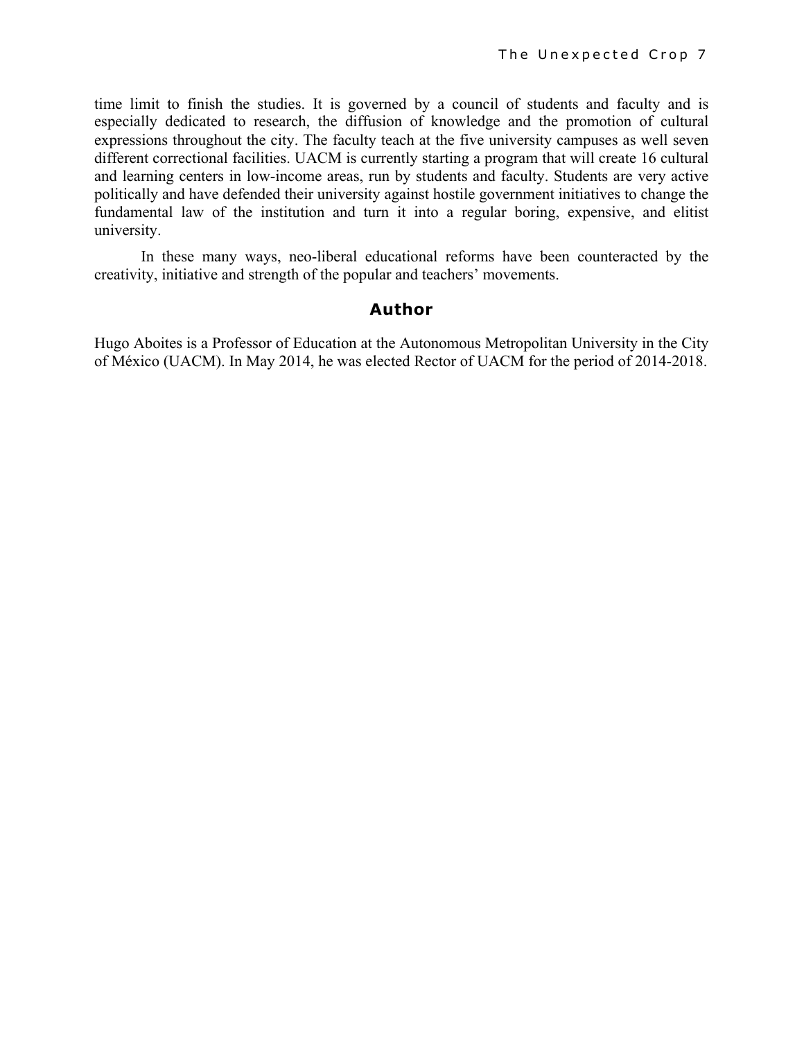time limit to finish the studies. It is governed by a council of students and faculty and is especially dedicated to research, the diffusion of knowledge and the promotion of cultural expressions throughout the city. The faculty teach at the five university campuses as well seven different correctional facilities. UACM is currently starting a program that will create 16 cultural and learning centers in low-income areas, run by students and faculty. Students are very active politically and have defended their university against hostile government initiatives to change the fundamental law of the institution and turn it into a regular boring, expensive, and elitist university.

In these many ways, neo-liberal educational reforms have been counteracted by the creativity, initiative and strength of the popular and teachers' movements.

## Author

Hugo Aboites is a Professor of Education at the Autonomous Metropolitan University in the City of México (UACM). In May 2014, he was elected Rector of UACM for the period of 2014-2018.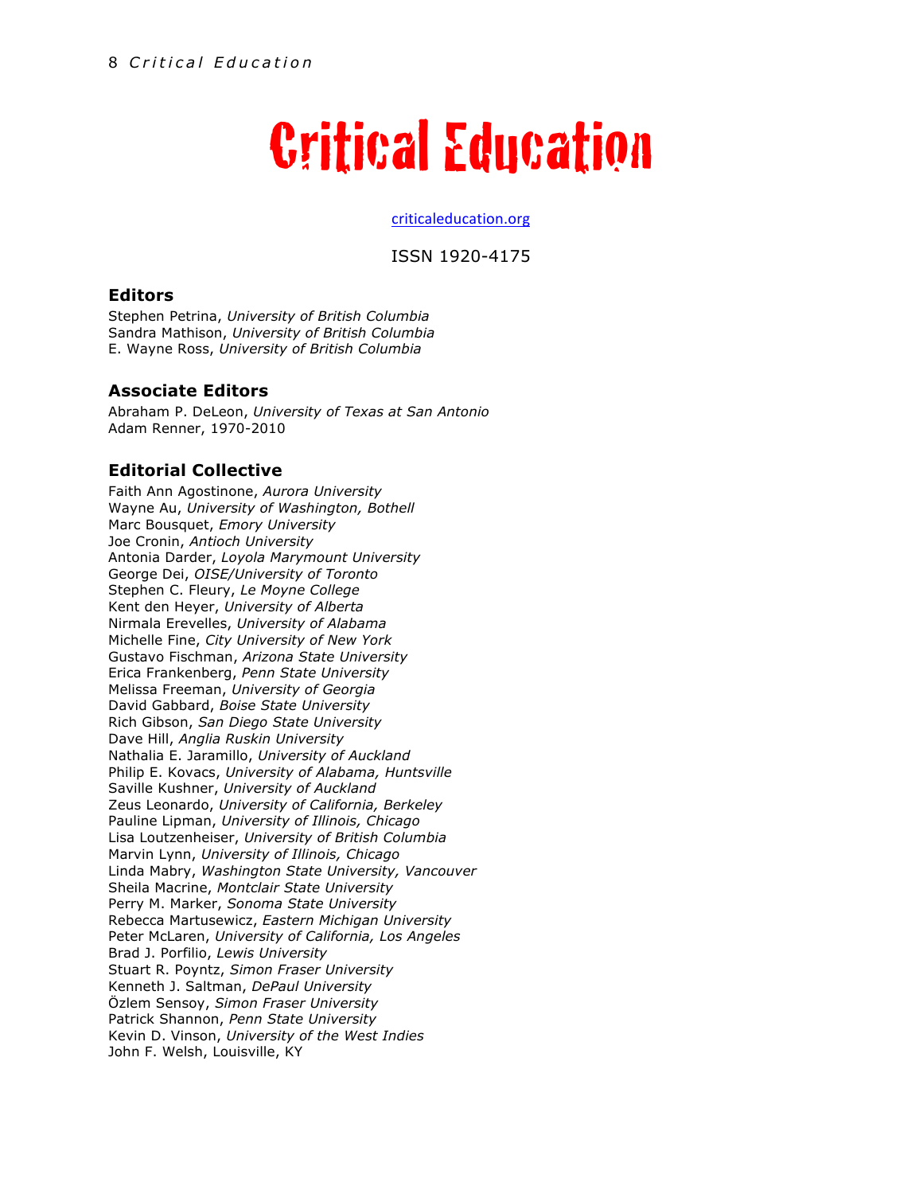# Critical Education

criticaleducation.org

ISSN 1920-4175

## Editors

Stephen Petrina, *University of British Columbia*
Sandra Mathison, *University of British Columbia*
E. Wayne Ross, *University of British Columbia*

## Associate Editors

Abraham P. DeLeon, *University of Texas at San Antonio*
Adam Renner, 1970-2010

## Editorial Collective

Faith Ann Agostinone, *Aurora University*
Wayne Au, *University of Washington, Bothell*
Marc Bousquet, *Emory University*
Joe Cronin, *Antioch University*
Antonia Darder, *Loyola Marymount University*
George Dei, *OISE/University of Toronto*
Stephen C. Fleury, *Le Moyne College*
Kent den Heyer, *University of Alberta*
Nirmala Erevelles, *University of Alabama*
Michelle Fine, *City University of New York*
Gustavo Fischman, *Arizona State University*
Erica Frankenberg, *Penn State University*
Melissa Freeman, *University of Georgia*
David Gabbard, *Boise State University*
Rich Gibson, *San Diego State University*
Dave Hill, *Anglia Ruskin University*
Nathalia E. Jaramillo, *University of Auckland*
Philip E. Kovacs, *University of Alabama, Huntsville*
Saville Kushner, *University of Auckland*
Zeus Leonardo, *University of California, Berkeley*
Pauline Lipman, *University of Illinois, Chicago*
Lisa Loutzenheiser, *University of British Columbia*
Marvin Lynn, *University of Illinois, Chicago*
Linda Mabry, *Washington State University, Vancouver*
Sheila Macrine, *Montclair State University*
Perry M. Marker, *Sonoma State University*
Rebecca Martusewicz, *Eastern Michigan University*
Peter McLaren, *University of California, Los Angeles*
Brad J. Porfilio, *Lewis University*
Stuart R. Poyntz, *Simon Fraser University*
Kenneth J. Saltman, *DePaul University*
Özlem Sensoy, *Simon Fraser University*
Patrick Shannon, *Penn State University*
Kevin D. Vinson, *University of the West Indies*
John F. Welsh, Louisville, KY